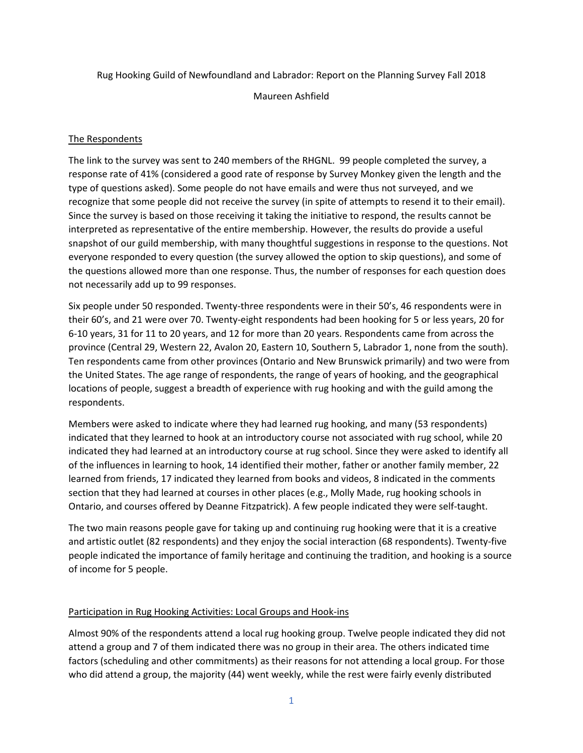Rug Hooking Guild of Newfoundland and Labrador: Report on the Planning Survey Fall 2018

Maureen Ashfield

## The Respondents

The link to the survey was sent to 240 members of the RHGNL. 99 people completed the survey, a response rate of 41% (considered a good rate of response by Survey Monkey given the length and the type of questions asked). Some people do not have emails and were thus not surveyed, and we recognize that some people did not receive the survey (in spite of attempts to resend it to their email). Since the survey is based on those receiving it taking the initiative to respond, the results cannot be interpreted as representative of the entire membership. However, the results do provide a useful snapshot of our guild membership, with many thoughtful suggestions in response to the questions. Not everyone responded to every question (the survey allowed the option to skip questions), and some of the questions allowed more than one response. Thus, the number of responses for each question does not necessarily add up to 99 responses.

Six people under 50 responded. Twenty-three respondents were in their 50's, 46 respondents were in their 60's, and 21 were over 70. Twenty-eight respondents had been hooking for 5 or less years, 20 for 6-10 years, 31 for 11 to 20 years, and 12 for more than 20 years. Respondents came from across the province (Central 29, Western 22, Avalon 20, Eastern 10, Southern 5, Labrador 1, none from the south). Ten respondents came from other provinces (Ontario and New Brunswick primarily) and two were from the United States. The age range of respondents, the range of years of hooking, and the geographical locations of people, suggest a breadth of experience with rug hooking and with the guild among the respondents.

Members were asked to indicate where they had learned rug hooking, and many (53 respondents) indicated that they learned to hook at an introductory course not associated with rug school, while 20 indicated they had learned at an introductory course at rug school. Since they were asked to identify all of the influences in learning to hook, 14 identified their mother, father or another family member, 22 learned from friends, 17 indicated they learned from books and videos, 8 indicated in the comments section that they had learned at courses in other places (e.g., Molly Made, rug hooking schools in Ontario, and courses offered by Deanne Fitzpatrick). A few people indicated they were self-taught.

The two main reasons people gave for taking up and continuing rug hooking were that it is a creative and artistic outlet (82 respondents) and they enjoy the social interaction (68 respondents). Twenty-five people indicated the importance of family heritage and continuing the tradition, and hooking is a source of income for 5 people.

## Participation in Rug Hooking Activities: Local Groups and Hook-ins

Almost 90% of the respondents attend a local rug hooking group. Twelve people indicated they did not attend a group and 7 of them indicated there was no group in their area. The others indicated time factors (scheduling and other commitments) as their reasons for not attending a local group. For those who did attend a group, the majority (44) went weekly, while the rest were fairly evenly distributed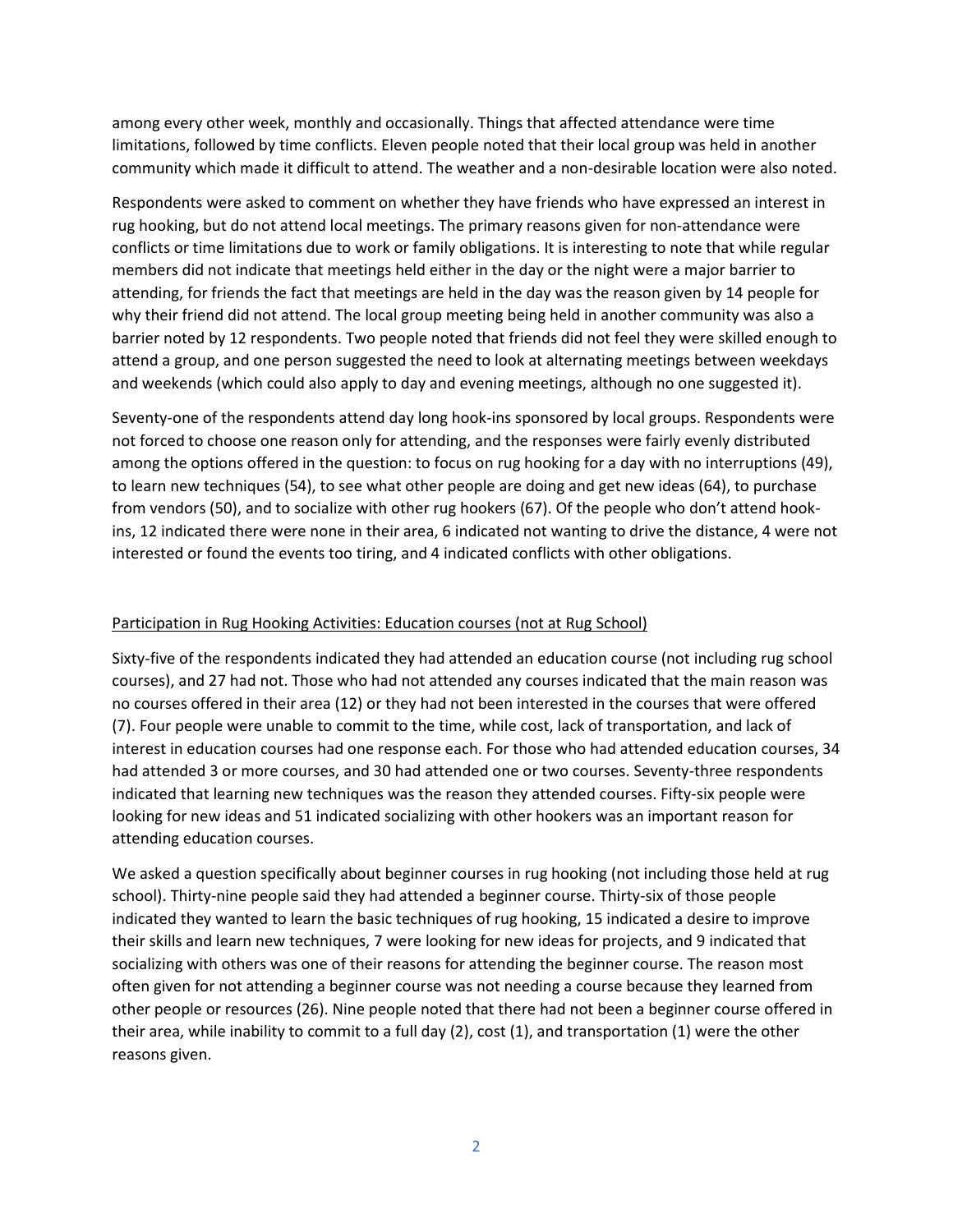among every other week, monthly and occasionally. Things that affected attendance were time limitations, followed by time conflicts. Eleven people noted that their local group was held in another community which made it difficult to attend. The weather and a non-desirable location were also noted.

Respondents were asked to comment on whether they have friends who have expressed an interest in rug hooking, but do not attend local meetings. The primary reasons given for non-attendance were conflicts or time limitations due to work or family obligations. It is interesting to note that while regular members did not indicate that meetings held either in the day or the night were a major barrier to attending, for friends the fact that meetings are held in the day was the reason given by 14 people for why their friend did not attend. The local group meeting being held in another community was also a barrier noted by 12 respondents. Two people noted that friends did not feel they were skilled enough to attend a group, and one person suggested the need to look at alternating meetings between weekdays and weekends (which could also apply to day and evening meetings, although no one suggested it).

Seventy-one of the respondents attend day long hook-ins sponsored by local groups. Respondents were not forced to choose one reason only for attending, and the responses were fairly evenly distributed among the options offered in the question: to focus on rug hooking for a day with no interruptions (49), to learn new techniques (54), to see what other people are doing and get new ideas (64), to purchase from vendors (50), and to socialize with other rug hookers (67). Of the people who don't attend hook-ins, 12 indicated there were none in their area, 6 indicated not wanting to drive the distance, 4 were not interested or found the events too tiring, and 4 indicated conflicts with other obligations.

<u>Participation in Rug Hooking Activities: Education courses (not at Rug School)</u>

Sixty-five of the respondents indicated they had attended an education course (not including rug school courses), and 27 had not. Those who had not attended any courses indicated that the main reason was no courses offered in their area (12) or they had not been interested in the courses that were offered (7). Four people were unable to commit to the time, while cost, lack of transportation, and lack of interest in education courses had one response each. For those who had attended education courses, 34 had attended 3 or more courses, and 30 had attended one or two courses. Seventy-three respondents indicated that learning new techniques was the reason they attended courses. Fifty-six people were looking for new ideas and 51 indicated socializing with other hookers was an important reason for attending education courses.

We asked a question specifically about beginner courses in rug hooking (not including those held at rug school). Thirty-nine people said they had attended a beginner course. Thirty-six of those people indicated they wanted to learn the basic techniques of rug hooking, 15 indicated a desire to improve their skills and learn new techniques, 7 were looking for new ideas for projects, and 9 indicated that socializing with others was one of their reasons for attending the beginner course. The reason most often given for not attending a beginner course was not needing a course because they learned from other people or resources (26). Nine people noted that there had not been a beginner course offered in their area, while inability to commit to a full day (2), cost (1), and transportation (1) were the other reasons given.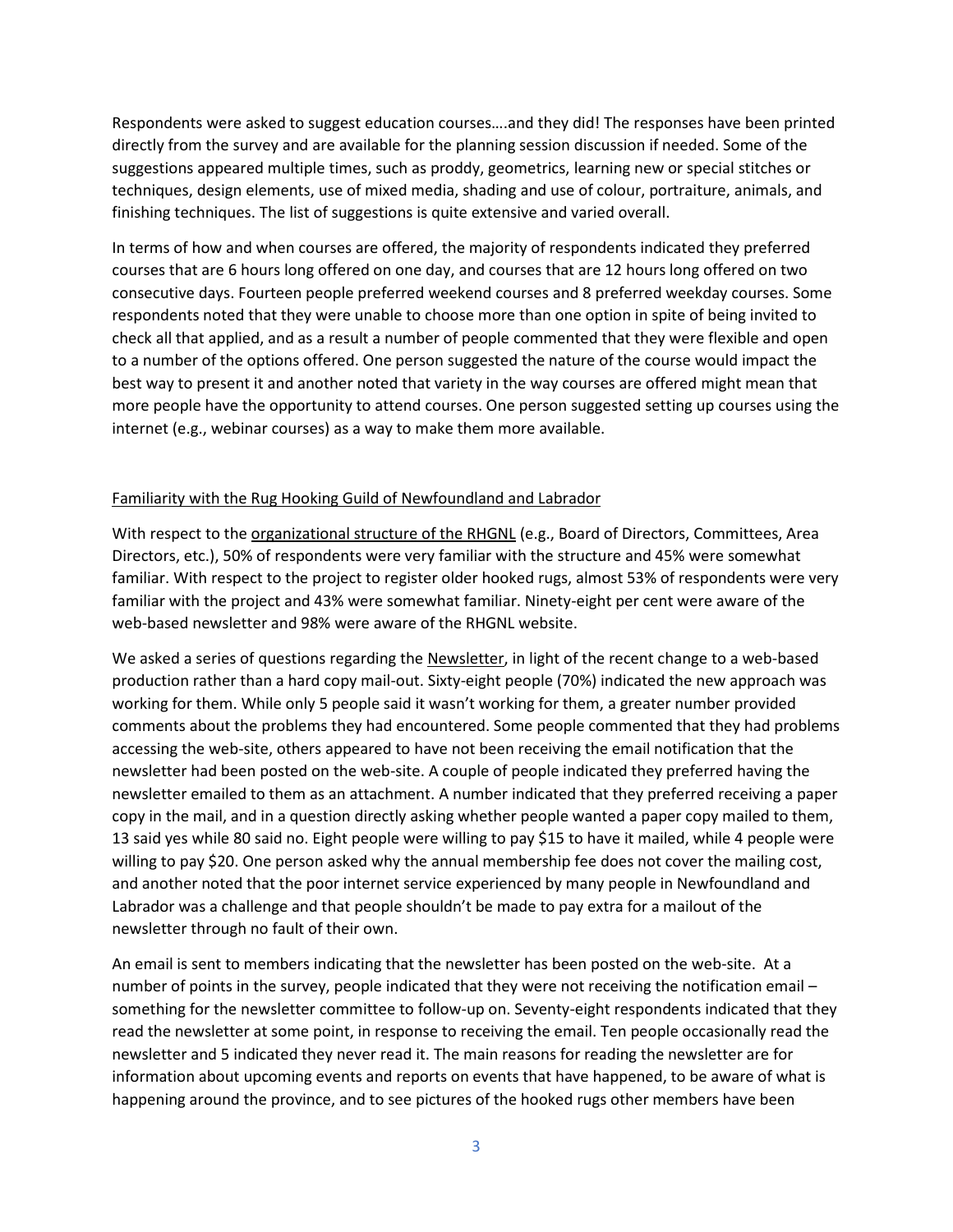Respondents were asked to suggest education courses….and they did! The responses have been printed directly from the survey and are available for the planning session discussion if needed. Some of the suggestions appeared multiple times, such as proddy, geometrics, learning new or special stitches or techniques, design elements, use of mixed media, shading and use of colour, portraiture, animals, and finishing techniques. The list of suggestions is quite extensive and varied overall.

In terms of how and when courses are offered, the majority of respondents indicated they preferred courses that are 6 hours long offered on one day, and courses that are 12 hours long offered on two consecutive days. Fourteen people preferred weekend courses and 8 preferred weekday courses. Some respondents noted that they were unable to choose more than one option in spite of being invited to check all that applied, and as a result a number of people commented that they were flexible and open to a number of the options offered. One person suggested the nature of the course would impact the best way to present it and another noted that variety in the way courses are offered might mean that more people have the opportunity to attend courses. One person suggested setting up courses using the internet (e.g., webinar courses) as a way to make them more available.

## Familiarity with the Rug Hooking Guild of Newfoundland and Labrador

With respect to the organizational structure of the RHGNL (e.g., Board of Directors, Committees, Area Directors, etc.), 50% of respondents were very familiar with the structure and 45% were somewhat familiar. With respect to the project to register older hooked rugs, almost 53% of respondents were very familiar with the project and 43% were somewhat familiar. Ninety-eight per cent were aware of the web-based newsletter and 98% were aware of the RHGNL website.

We asked a series of questions regarding the Newsletter, in light of the recent change to a web-based production rather than a hard copy mail-out. Sixty-eight people (70%) indicated the new approach was working for them. While only 5 people said it wasn't working for them, a greater number provided comments about the problems they had encountered. Some people commented that they had problems accessing the web-site, others appeared to have not been receiving the email notification that the newsletter had been posted on the web-site. A couple of people indicated they preferred having the newsletter emailed to them as an attachment. A number indicated that they preferred receiving a paper copy in the mail, and in a question directly asking whether people wanted a paper copy mailed to them, 13 said yes while 80 said no. Eight people were willing to pay $15 to have it mailed, while 4 people were willing to pay $20. One person asked why the annual membership fee does not cover the mailing cost, and another noted that the poor internet service experienced by many people in Newfoundland and Labrador was a challenge and that people shouldn't be made to pay extra for a mailout of the newsletter through no fault of their own.

An email is sent to members indicating that the newsletter has been posted on the web-site. At a number of points in the survey, people indicated that they were not receiving the notification email – something for the newsletter committee to follow-up on. Seventy-eight respondents indicated that they read the newsletter at some point, in response to receiving the email. Ten people occasionally read the newsletter and 5 indicated they never read it. The main reasons for reading the newsletter are for information about upcoming events and reports on events that have happened, to be aware of what is happening around the province, and to see pictures of the hooked rugs other members have been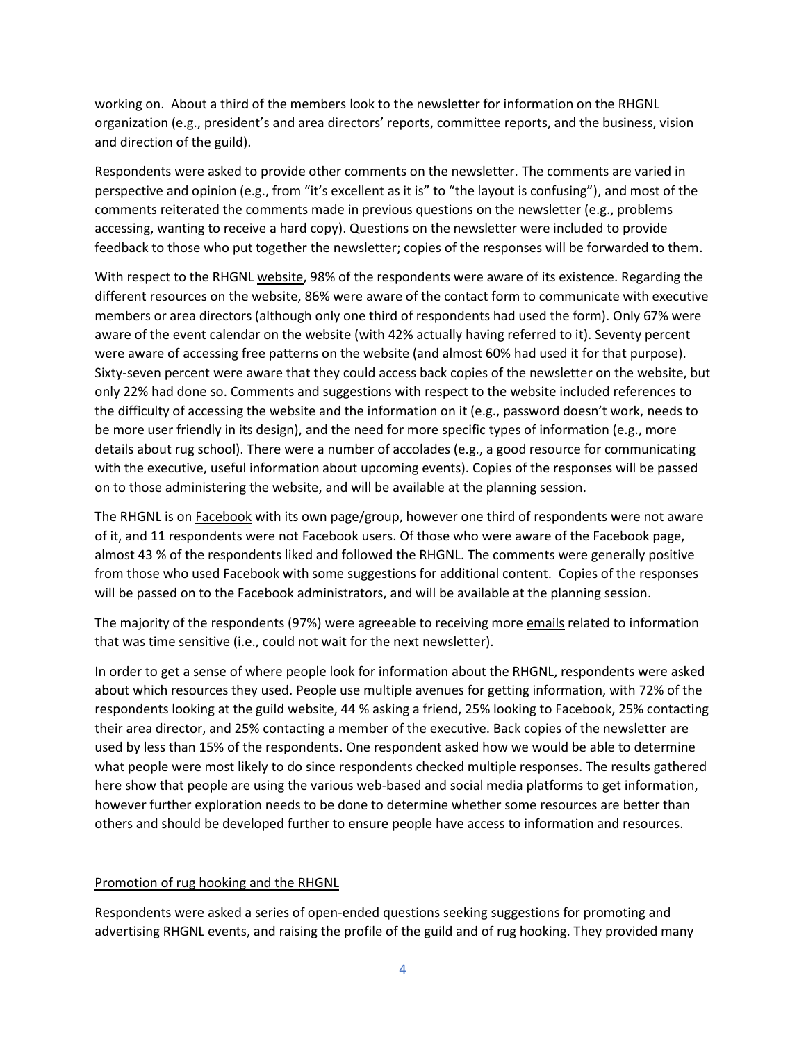working on. About a third of the members look to the newsletter for information on the RHGNL organization (e.g., president's and area directors' reports, committee reports, and the business, vision and direction of the guild).

Respondents were asked to provide other comments on the newsletter. The comments are varied in perspective and opinion (e.g., from "it's excellent as it is" to "the layout is confusing"), and most of the comments reiterated the comments made in previous questions on the newsletter (e.g., problems accessing, wanting to receive a hard copy). Questions on the newsletter were included to provide feedback to those who put together the newsletter; copies of the responses will be forwarded to them.

With respect to the RHGNL <u>website</u>, 98% of the respondents were aware of its existence. Regarding the different resources on the website, 86% were aware of the contact form to communicate with executive members or area directors (although only one third of respondents had used the form). Only 67% were aware of the event calendar on the website (with 42% actually having referred to it). Seventy percent were aware of accessing free patterns on the website (and almost 60% had used it for that purpose). Sixty-seven percent were aware that they could access back copies of the newsletter on the website, but only 22% had done so. Comments and suggestions with respect to the website included references to the difficulty of accessing the website and the information on it (e.g., password doesn't work, needs to be more user friendly in its design), and the need for more specific types of information (e.g., more details about rug school). There were a number of accolades (e.g., a good resource for communicating with the executive, useful information about upcoming events). Copies of the responses will be passed on to those administering the website, and will be available at the planning session.

The RHGNL is on <u>Facebook</u> with its own page/group, however one third of respondents were not aware of it, and 11 respondents were not Facebook users. Of those who were aware of the Facebook page, almost 43 % of the respondents liked and followed the RHGNL. The comments were generally positive from those who used Facebook with some suggestions for additional content. Copies of the responses will be passed on to the Facebook administrators, and will be available at the planning session.

The majority of the respondents (97%) were agreeable to receiving more <u>emails</u> related to information that was time sensitive (i.e., could not wait for the next newsletter).

In order to get a sense of where people look for information about the RHGNL, respondents were asked about which resources they used. People use multiple avenues for getting information, with 72% of the respondents looking at the guild website, 44 % asking a friend, 25% looking to Facebook, 25% contacting their area director, and 25% contacting a member of the executive. Back copies of the newsletter are used by less than 15% of the respondents. One respondent asked how we would be able to determine what people were most likely to do since respondents checked multiple responses. The results gathered here show that people are using the various web-based and social media platforms to get information, however further exploration needs to be done to determine whether some resources are better than others and should be developed further to ensure people have access to information and resources.

<u>Promotion of rug hooking and the RHGNL</u>

Respondents were asked a series of open-ended questions seeking suggestions for promoting and advertising RHGNL events, and raising the profile of the guild and of rug hooking. They provided many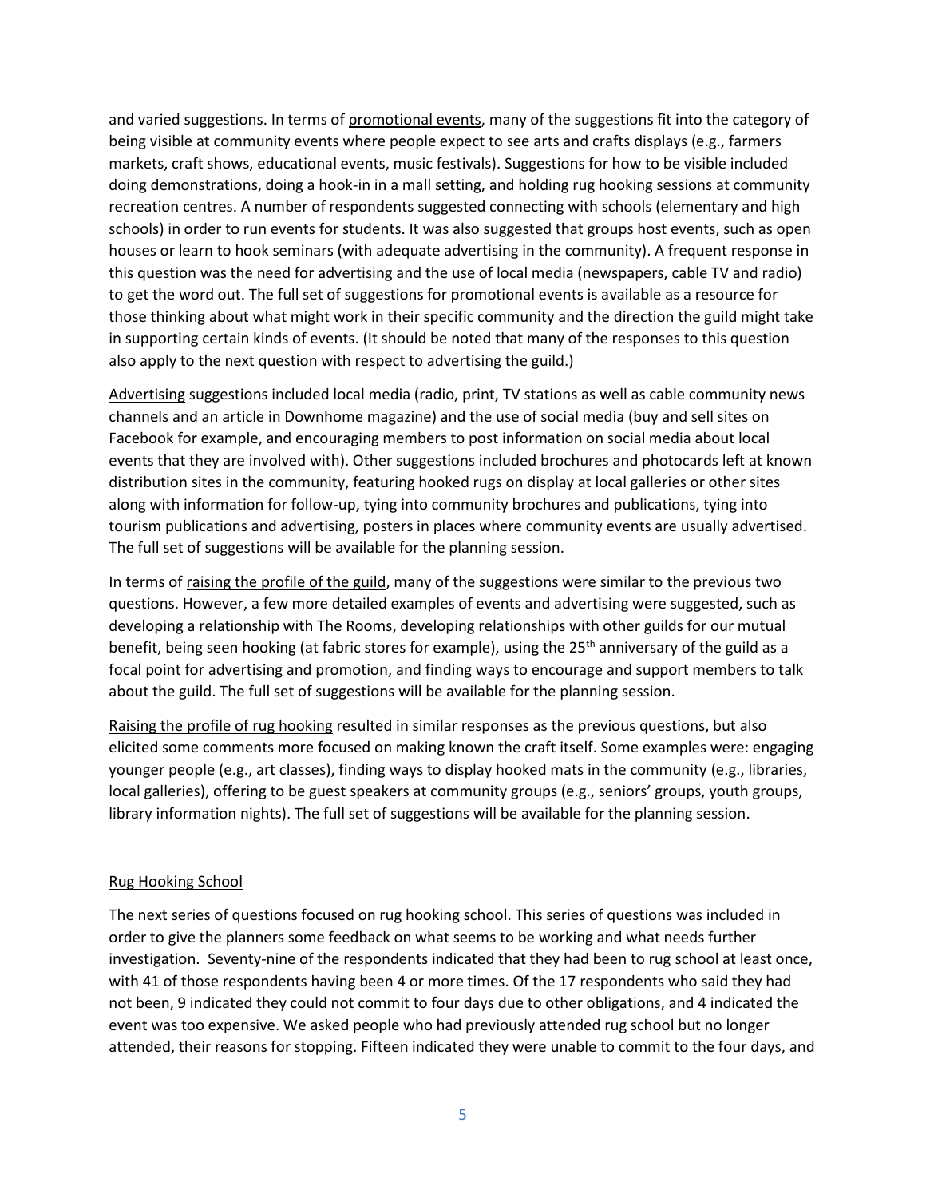and varied suggestions. In terms of promotional events, many of the suggestions fit into the category of being visible at community events where people expect to see arts and crafts displays (e.g., farmers markets, craft shows, educational events, music festivals). Suggestions for how to be visible included doing demonstrations, doing a hook-in in a mall setting, and holding rug hooking sessions at community recreation centres. A number of respondents suggested connecting with schools (elementary and high schools) in order to run events for students. It was also suggested that groups host events, such as open houses or learn to hook seminars (with adequate advertising in the community). A frequent response in this question was the need for advertising and the use of local media (newspapers, cable TV and radio) to get the word out. The full set of suggestions for promotional events is available as a resource for those thinking about what might work in their specific community and the direction the guild might take in supporting certain kinds of events. (It should be noted that many of the responses to this question also apply to the next question with respect to advertising the guild.)

Advertising suggestions included local media (radio, print, TV stations as well as cable community news channels and an article in Downhome magazine) and the use of social media (buy and sell sites on Facebook for example, and encouraging members to post information on social media about local events that they are involved with). Other suggestions included brochures and photocards left at known distribution sites in the community, featuring hooked rugs on display at local galleries or other sites along with information for follow-up, tying into community brochures and publications, tying into tourism publications and advertising, posters in places where community events are usually advertised. The full set of suggestions will be available for the planning session.

In terms of raising the profile of the guild, many of the suggestions were similar to the previous two questions. However, a few more detailed examples of events and advertising were suggested, such as developing a relationship with The Rooms, developing relationships with other guilds for our mutual benefit, being seen hooking (at fabric stores for example), using the 25th anniversary of the guild as a focal point for advertising and promotion, and finding ways to encourage and support members to talk about the guild. The full set of suggestions will be available for the planning session.

Raising the profile of rug hooking resulted in similar responses as the previous questions, but also elicited some comments more focused on making known the craft itself. Some examples were: engaging younger people (e.g., art classes), finding ways to display hooked mats in the community (e.g., libraries, local galleries), offering to be guest speakers at community groups (e.g., seniors' groups, youth groups, library information nights). The full set of suggestions will be available for the planning session.

## Rug Hooking School

The next series of questions focused on rug hooking school. This series of questions was included in order to give the planners some feedback on what seems to be working and what needs further investigation. Seventy-nine of the respondents indicated that they had been to rug school at least once, with 41 of those respondents having been 4 or more times. Of the 17 respondents who said they had not been, 9 indicated they could not commit to four days due to other obligations, and 4 indicated the event was too expensive. We asked people who had previously attended rug school but no longer attended, their reasons for stopping. Fifteen indicated they were unable to commit to the four days, and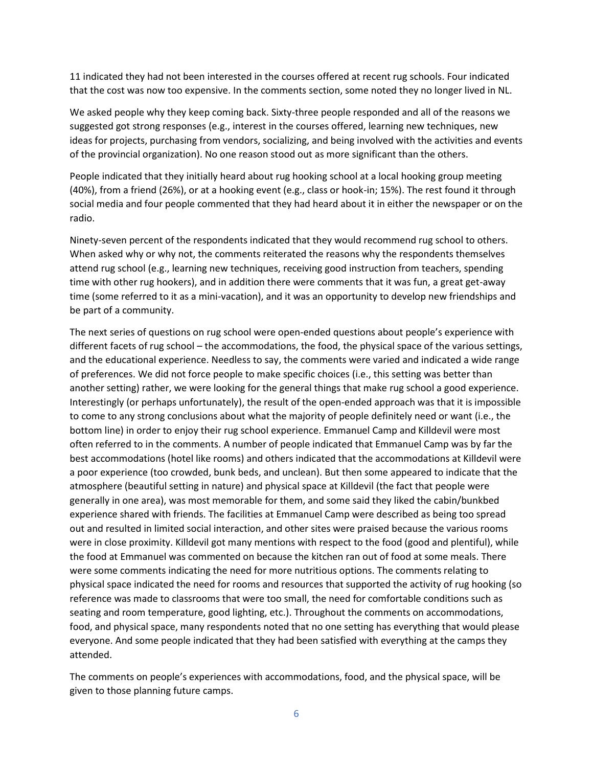11 indicated they had not been interested in the courses offered at recent rug schools. Four indicated that the cost was now too expensive. In the comments section, some noted they no longer lived in NL.

We asked people why they keep coming back. Sixty-three people responded and all of the reasons we suggested got strong responses (e.g., interest in the courses offered, learning new techniques, new ideas for projects, purchasing from vendors, socializing, and being involved with the activities and events of the provincial organization). No one reason stood out as more significant than the others.

People indicated that they initially heard about rug hooking school at a local hooking group meeting (40%), from a friend (26%), or at a hooking event (e.g., class or hook-in; 15%). The rest found it through social media and four people commented that they had heard about it in either the newspaper or on the radio.

Ninety-seven percent of the respondents indicated that they would recommend rug school to others. When asked why or why not, the comments reiterated the reasons why the respondents themselves attend rug school (e.g., learning new techniques, receiving good instruction from teachers, spending time with other rug hookers), and in addition there were comments that it was fun, a great get-away time (some referred to it as a mini-vacation), and it was an opportunity to develop new friendships and be part of a community.

The next series of questions on rug school were open-ended questions about people's experience with different facets of rug school – the accommodations, the food, the physical space of the various settings, and the educational experience. Needless to say, the comments were varied and indicated a wide range of preferences. We did not force people to make specific choices (i.e., this setting was better than another setting) rather, we were looking for the general things that make rug school a good experience. Interestingly (or perhaps unfortunately), the result of the open-ended approach was that it is impossible to come to any strong conclusions about what the majority of people definitely need or want (i.e., the bottom line) in order to enjoy their rug school experience. Emmanuel Camp and Killdevil were most often referred to in the comments. A number of people indicated that Emmanuel Camp was by far the best accommodations (hotel like rooms) and others indicated that the accommodations at Killdevil were a poor experience (too crowded, bunk beds, and unclean). But then some appeared to indicate that the atmosphere (beautiful setting in nature) and physical space at Killdevil (the fact that people were generally in one area), was most memorable for them, and some said they liked the cabin/bunkbed experience shared with friends. The facilities at Emmanuel Camp were described as being too spread out and resulted in limited social interaction, and other sites were praised because the various rooms were in close proximity. Killdevil got many mentions with respect to the food (good and plentiful), while the food at Emmanuel was commented on because the kitchen ran out of food at some meals. There were some comments indicating the need for more nutritious options. The comments relating to physical space indicated the need for rooms and resources that supported the activity of rug hooking (so reference was made to classrooms that were too small, the need for comfortable conditions such as seating and room temperature, good lighting, etc.). Throughout the comments on accommodations, food, and physical space, many respondents noted that no one setting has everything that would please everyone. And some people indicated that they had been satisfied with everything at the camps they attended.

The comments on people's experiences with accommodations, food, and the physical space, will be given to those planning future camps.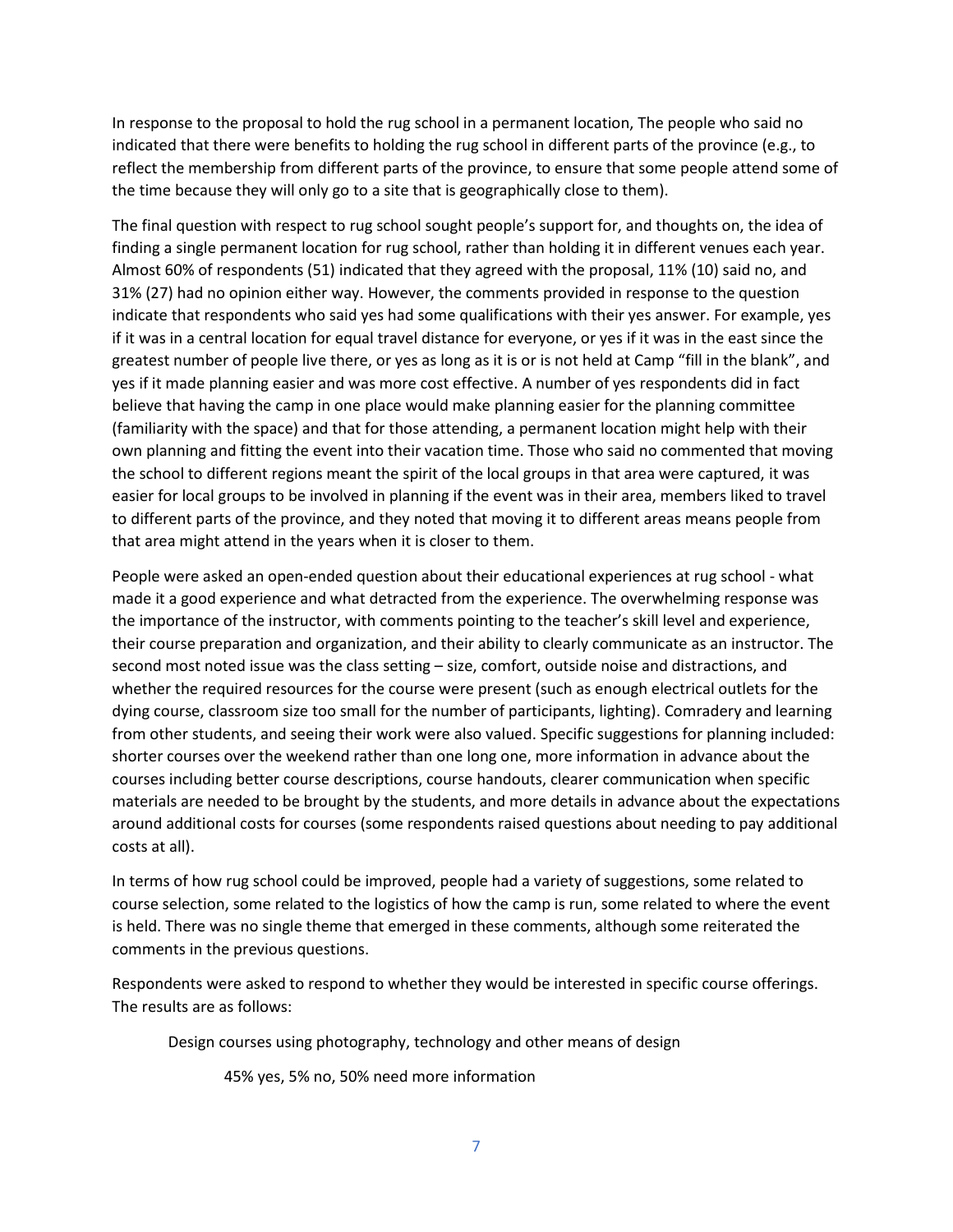In response to the proposal to hold the rug school in a permanent location, The people who said no indicated that there were benefits to holding the rug school in different parts of the province (e.g., to reflect the membership from different parts of the province, to ensure that some people attend some of the time because they will only go to a site that is geographically close to them).

The final question with respect to rug school sought people's support for, and thoughts on, the idea of finding a single permanent location for rug school, rather than holding it in different venues each year. Almost 60% of respondents (51) indicated that they agreed with the proposal, 11% (10) said no, and 31% (27) had no opinion either way. However, the comments provided in response to the question indicate that respondents who said yes had some qualifications with their yes answer. For example, yes if it was in a central location for equal travel distance for everyone, or yes if it was in the east since the greatest number of people live there, or yes as long as it is or is not held at Camp "fill in the blank", and yes if it made planning easier and was more cost effective. A number of yes respondents did in fact believe that having the camp in one place would make planning easier for the planning committee (familiarity with the space) and that for those attending, a permanent location might help with their own planning and fitting the event into their vacation time. Those who said no commented that moving the school to different regions meant the spirit of the local groups in that area were captured, it was easier for local groups to be involved in planning if the event was in their area, members liked to travel to different parts of the province, and they noted that moving it to different areas means people from that area might attend in the years when it is closer to them.

People were asked an open-ended question about their educational experiences at rug school - what made it a good experience and what detracted from the experience. The overwhelming response was the importance of the instructor, with comments pointing to the teacher's skill level and experience, their course preparation and organization, and their ability to clearly communicate as an instructor. The second most noted issue was the class setting – size, comfort, outside noise and distractions, and whether the required resources for the course were present (such as enough electrical outlets for the dying course, classroom size too small for the number of participants, lighting). Comradery and learning from other students, and seeing their work were also valued. Specific suggestions for planning included: shorter courses over the weekend rather than one long one, more information in advance about the courses including better course descriptions, course handouts, clearer communication when specific materials are needed to be brought by the students, and more details in advance about the expectations around additional costs for courses (some respondents raised questions about needing to pay additional costs at all).

In terms of how rug school could be improved, people had a variety of suggestions, some related to course selection, some related to the logistics of how the camp is run, some related to where the event is held. There was no single theme that emerged in these comments, although some reiterated the comments in the previous questions.

Respondents were asked to respond to whether they would be interested in specific course offerings. The results are as follows:

Design courses using photography, technology and other means of design

45% yes, 5% no, 50% need more information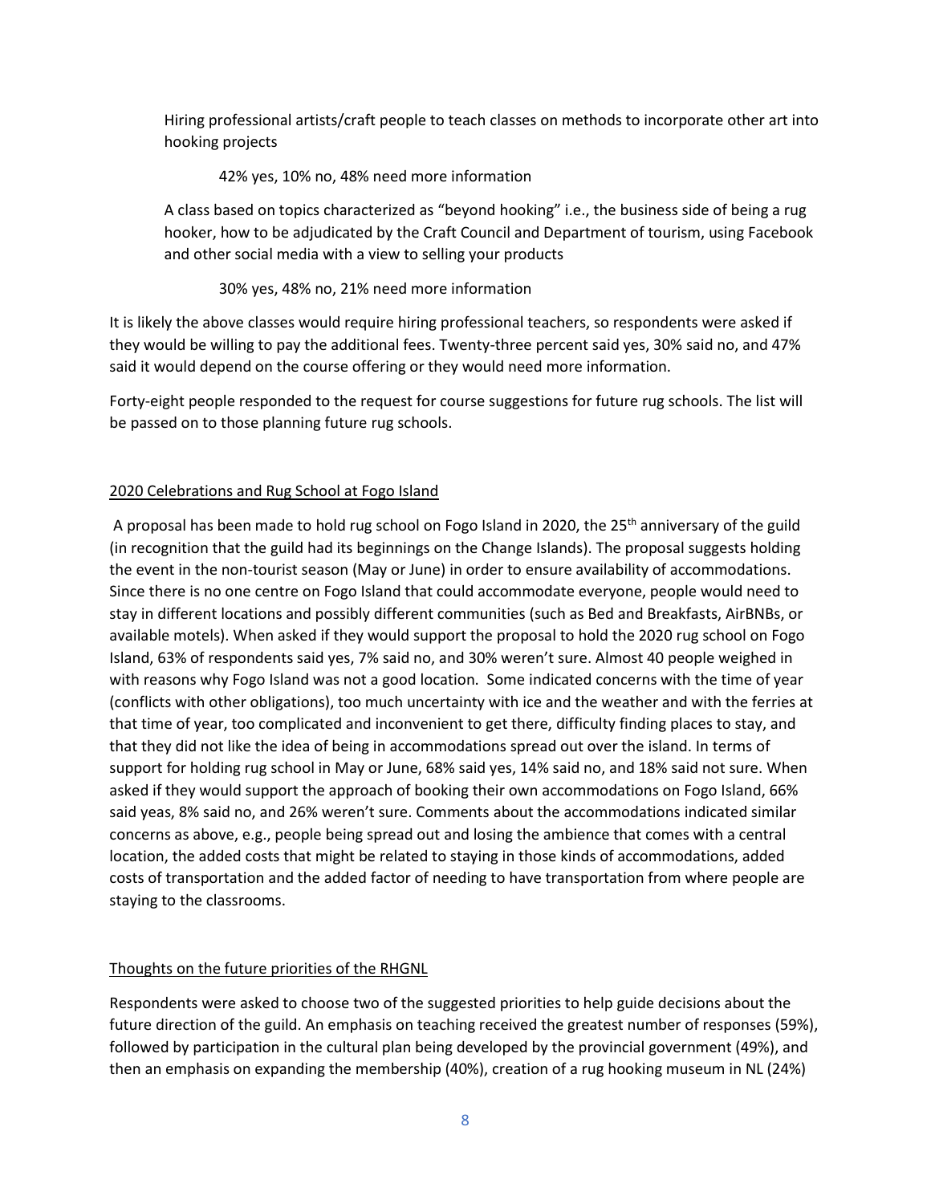Hiring professional artists/craft people to teach classes on methods to incorporate other art into hooking projects

42% yes, 10% no, 48% need more information

A class based on topics characterized as "beyond hooking" i.e., the business side of being a rug hooker, how to be adjudicated by the Craft Council and Department of tourism, using Facebook and other social media with a view to selling your products

30% yes, 48% no, 21% need more information

It is likely the above classes would require hiring professional teachers, so respondents were asked if they would be willing to pay the additional fees. Twenty-three percent said yes, 30% said no, and 47% said it would depend on the course offering or they would need more information.

Forty-eight people responded to the request for course suggestions for future rug schools. The list will be passed on to those planning future rug schools.

2020 Celebrations and Rug School at Fogo Island

A proposal has been made to hold rug school on Fogo Island in 2020, the 25th anniversary of the guild (in recognition that the guild had its beginnings on the Change Islands). The proposal suggests holding the event in the non-tourist season (May or June) in order to ensure availability of accommodations. Since there is no one centre on Fogo Island that could accommodate everyone, people would need to stay in different locations and possibly different communities (such as Bed and Breakfasts, AirBNBs, or available motels). When asked if they would support the proposal to hold the 2020 rug school on Fogo Island, 63% of respondents said yes, 7% said no, and 30% weren't sure. Almost 40 people weighed in with reasons why Fogo Island was not a good location. Some indicated concerns with the time of year (conflicts with other obligations), too much uncertainty with ice and the weather and with the ferries at that time of year, too complicated and inconvenient to get there, difficulty finding places to stay, and that they did not like the idea of being in accommodations spread out over the island. In terms of support for holding rug school in May or June, 68% said yes, 14% said no, and 18% said not sure. When asked if they would support the approach of booking their own accommodations on Fogo Island, 66% said yeas, 8% said no, and 26% weren't sure. Comments about the accommodations indicated similar concerns as above, e.g., people being spread out and losing the ambience that comes with a central location, the added costs that might be related to staying in those kinds of accommodations, added costs of transportation and the added factor of needing to have transportation from where people are staying to the classrooms.

Thoughts on the future priorities of the RHGNL

Respondents were asked to choose two of the suggested priorities to help guide decisions about the future direction of the guild. An emphasis on teaching received the greatest number of responses (59%), followed by participation in the cultural plan being developed by the provincial government (49%), and then an emphasis on expanding the membership (40%), creation of a rug hooking museum in NL (24%)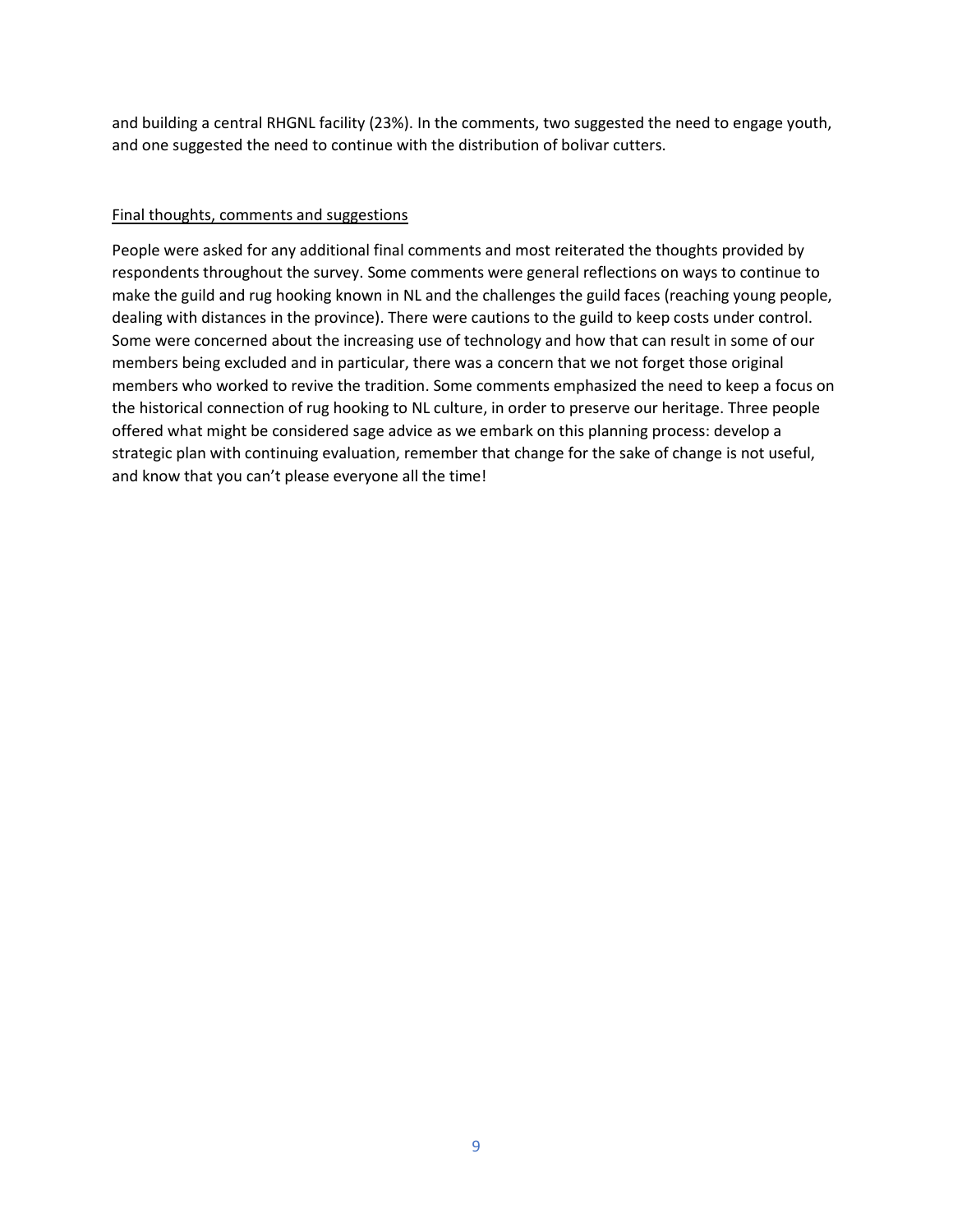and building a central RHGNL facility (23%). In the comments, two suggested the need to engage youth, and one suggested the need to continue with the distribution of bolivar cutters.

<u>Final thoughts, comments and suggestions</u>

People were asked for any additional final comments and most reiterated the thoughts provided by respondents throughout the survey. Some comments were general reflections on ways to continue to make the guild and rug hooking known in NL and the challenges the guild faces (reaching young people, dealing with distances in the province). There were cautions to the guild to keep costs under control. Some were concerned about the increasing use of technology and how that can result in some of our members being excluded and in particular, there was a concern that we not forget those original members who worked to revive the tradition. Some comments emphasized the need to keep a focus on the historical connection of rug hooking to NL culture, in order to preserve our heritage. Three people offered what might be considered sage advice as we embark on this planning process: develop a strategic plan with continuing evaluation, remember that change for the sake of change is not useful, and know that you can't please everyone all the time!